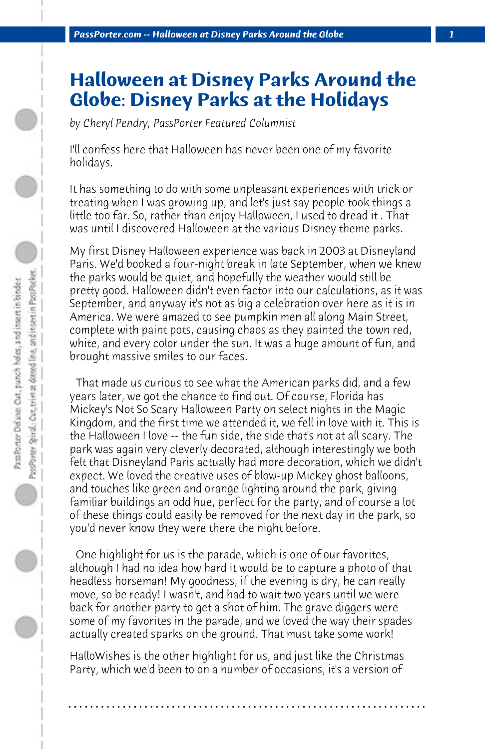# Halloween at Disney Parks Around the Globe: Disney Parks at the Holidays

*by Cheryl Pendry, PassPorter Featured Columnist*

I'll confess here that Halloween has never been one of my favorite holidays.

It has something to do with some unpleasant experiences with trick or treating when I was growing up, and let's just say people took things a little too far. So, rather than enjoy Halloween, I used to dread it . That was until I discovered Halloween at the various Disney theme parks.

My first Disney Halloween experience was back in 2003 at Disneyland Paris. We'd booked a four-night break in late September, when we knew the parks would be quiet, and hopefully the weather would still be pretty good. Halloween didn't even factor into our calculations, as it was September, and anyway it's not as big a celebration over here as it is in America. We were amazed to see pumpkin men all along Main Street, complete with paint pots, causing chaos as they painted the town red, white, and every color under the sun. It was a huge amount of fun, and brought massive smiles to our faces.

That made us curious to see what the American parks did, and a few years later, we got the chance to find out. Of course, Florida has Mickey's Not So Scary Halloween Party on select nights in the Magic Kingdom, and the first time we attended it, we fell in love with it. This is the Halloween I love -- the fun side, the side that's not at all scary. The park was again very cleverly decorated, although interestingly we both felt that Disneyland Paris actually had more decoration, which we didn't expect. We loved the creative uses of blow-up Mickey ghost balloons, and touches like green and orange lighting around the park, giving familiar buildings an odd hue, perfect for the party, and of course a lot of these things could easily be removed for the next day in the park, so you'd never know they were there the night before.

One highlight for us is the parade, which is one of our favorites, although I had no idea how hard it would be to capture a photo of that headless horseman! My goodness, if the evening is dry, he can really move, so be ready! I wasn't, and had to wait two years until we were back for another party to get a shot of him. The grave diggers were some of my favorites in the parade, and we loved the way their spades actually created sparks on the ground. That must take some work!

HalloWishes is the other highlight for us, and just like the Christmas Party, which we'd been to on a number of occasions, it's a version of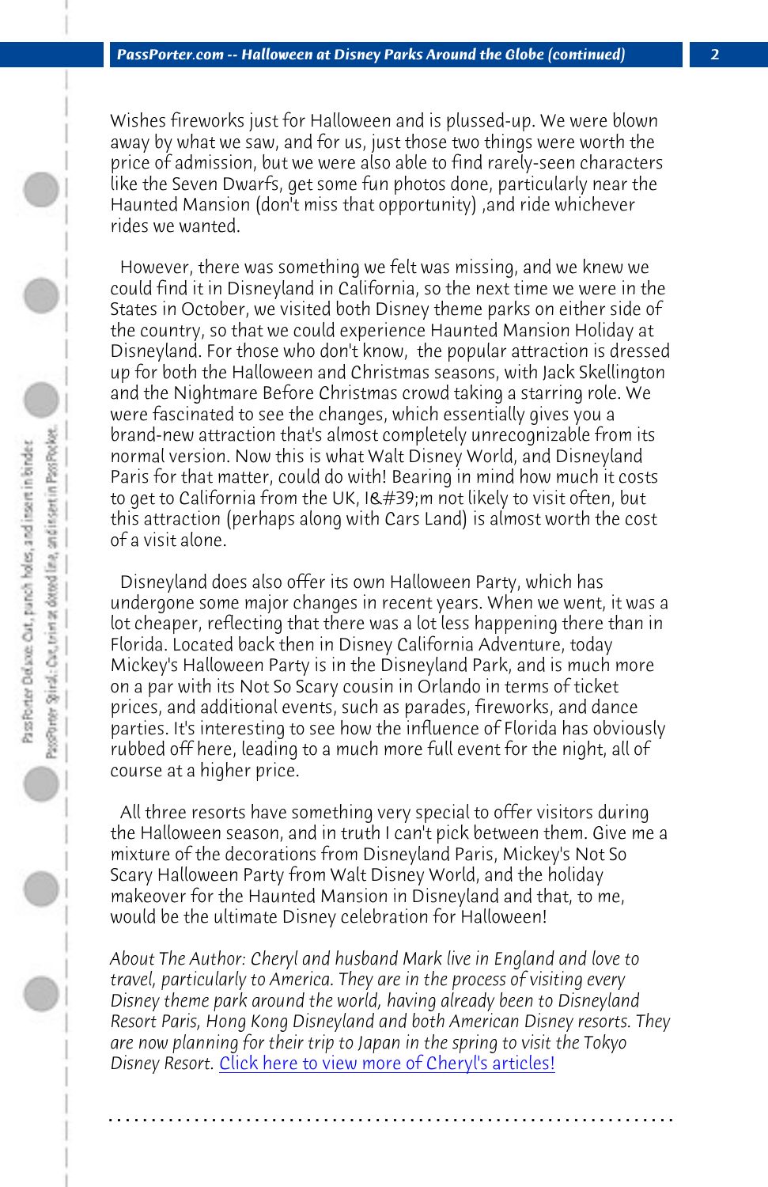Wishes fireworks just for Halloween and is plussed-up. We were blown away by what we saw, and for us, just those two things were worth the price of admission, but we were also able to find rarely-seen characters like the Seven Dwarfs, get some fun photos done, particularly near the Haunted Mansion (don't miss that opportunity) ,and ride whichever rides we wanted.

However, there was something we felt was missing, and we knew we could find it in Disneyland in California, so the next time we were in the States in October, we visited both Disney theme parks on either side of the country, so that we could experience Haunted Mansion Holiday at Disneyland. For those who don't know, the popular attraction is dressed up for both the Halloween and Christmas seasons, with Jack Skellington and the Nightmare Before Christmas crowd taking a starring role. We were fascinated to see the changes, which essentially gives you a brand-new attraction that's almost completely unrecognizable from its normal version. Now this is what Walt Disney World, and Disneyland Paris for that matter, could do with! Bearing in mind how much it costs to get to California from the UK, I&#39;m not likely to visit often, but this attraction (perhaps along with Cars Land) is almost worth the cost of a visit alone.

Disneyland does also offer its own Halloween Party, which has undergone some major changes in recent years. When we went, it was a lot cheaper, reflecting that there was a lot less happening there than in Florida. Located back then in Disney California Adventure, today Mickey's Halloween Party is in the Disneyland Park, and is much more on a par with its Not So Scary cousin in Orlando in terms of ticket prices, and additional events, such as parades, fireworks, and dance parties. It's interesting to see how the influence of Florida has obviously rubbed off here, leading to a much more full event for the night, all of course at a higher price.

All three resorts have something very special to offer visitors during the Halloween season, and in truth I can't pick between them. Give me a mixture of the decorations from Disneyland Paris, Mickey's Not So Scary Halloween Party from Walt Disney World, and the holiday makeover for the Haunted Mansion in Disneyland and that, to me, would be the ultimate Disney celebration for Halloween!

*About The Author: Cheryl and husband Mark live in England and love to travel, particularly to America. They are in the process of visiting every Disney theme park around the world, having already been to Disneyland Resort Paris, Hong Kong Disneyland and both American Disney resorts. They are now planning for their trip to Japan in the spring to visit the Tokyo Disney Resort.* Click here to view more of Cheryl's articles!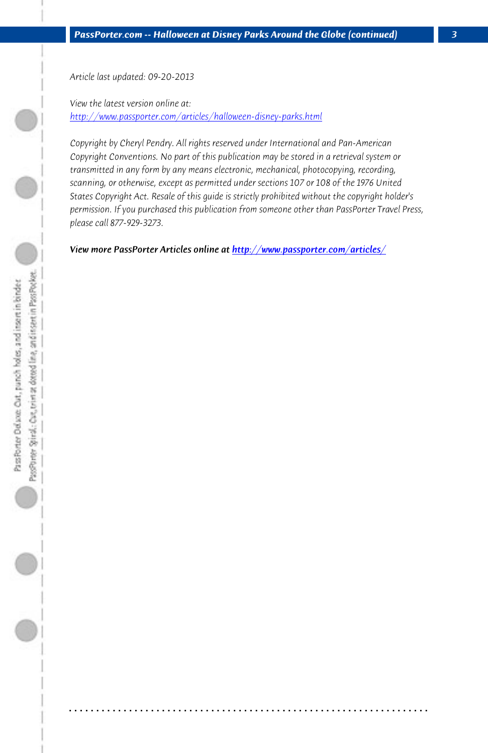*Article last updated: 09-20-2013*

*View the latest version online at:*
*http://www.passporter.com/articles/halloween-disney-parks.html*

*Copyright by Cheryl Pendry. All rights reserved under International and Pan-American Copyright Conventions. No part of this publication may be stored in a retrieval system or transmitted in any form by any means electronic, mechanical, photocopying, recording, scanning, or otherwise, except as permitted under sections 107 or 108 of the 1976 United States Copyright Act. Resale of this guide is strictly prohibited without the copyright holder's permission. If you purchased this publication from someone other than PassPorter Travel Press, please call 877-929-3273.*

***View more PassPorter Articles online at http://www.passporter.com/articles/***